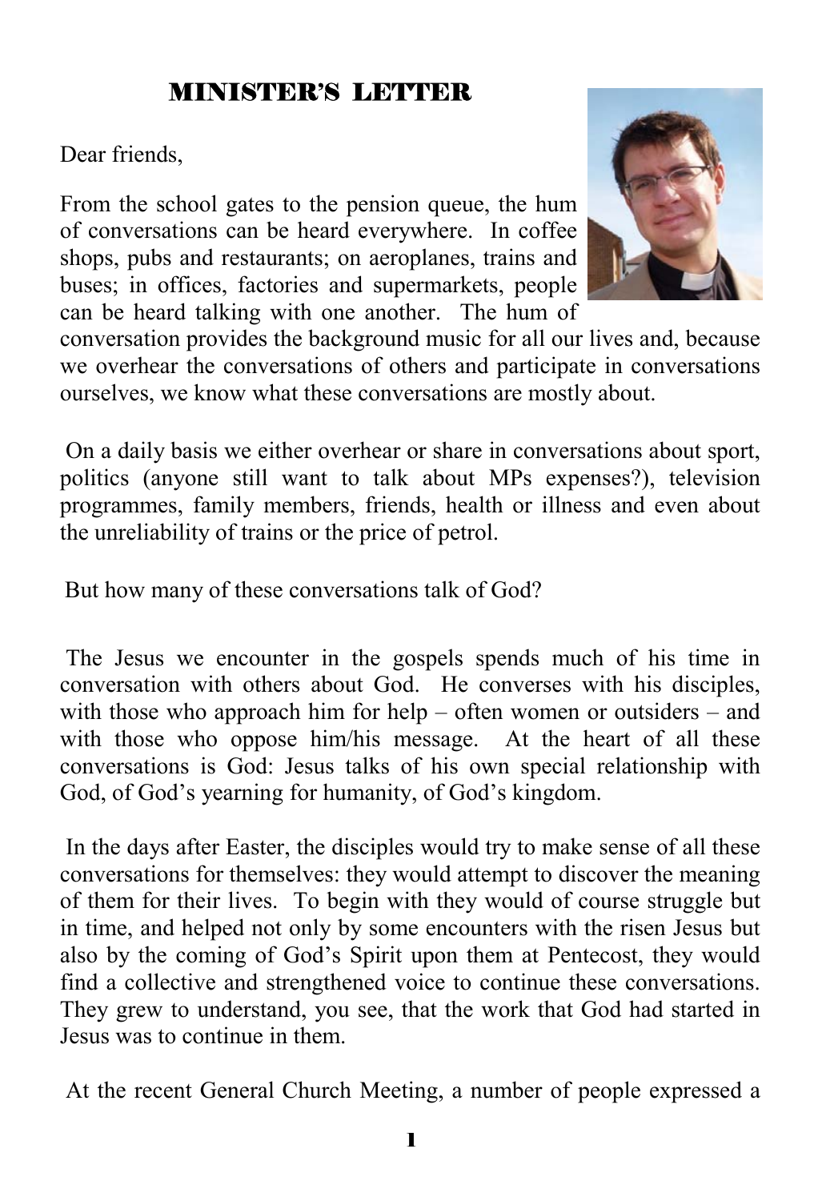## MINISTER'S LETTER

Dear friends,

From the school gates to the pension queue, the hum of conversations can be heard everywhere. In coffee shops, pubs and restaurants; on aeroplanes, trains and buses; in offices, factories and supermarkets, people can be heard talking with one another. The hum of conversation provides the background music for all our lives and, because we overhear the conversations of others and participate in conversations ourselves, we know what these conversations are mostly about.

On a daily basis we either overhear or share in conversations about sport, politics (anyone still want to talk about MPs expenses?), television programmes, family members, friends, health or illness and even about the unreliability of trains or the price of petrol.

But how many of these conversations talk of God?

The Jesus we encounter in the gospels spends much of his time in conversation with others about God. He converses with his disciples, with those who approach him for help – often women or outsiders – and with those who oppose him/his message. At the heart of all these conversations is God: Jesus talks of his own special relationship with God, of God's yearning for humanity, of God's kingdom.

In the days after Easter, the disciples would try to make sense of all these conversations for themselves: they would attempt to discover the meaning of them for their lives. To begin with they would of course struggle but in time, and helped not only by some encounters with the risen Jesus but also by the coming of God's Spirit upon them at Pentecost, they would find a collective and strengthened voice to continue these conversations. They grew to understand, you see, that the work that God had started in Jesus was to continue in them.

At the recent General Church Meeting, a number of people expressed a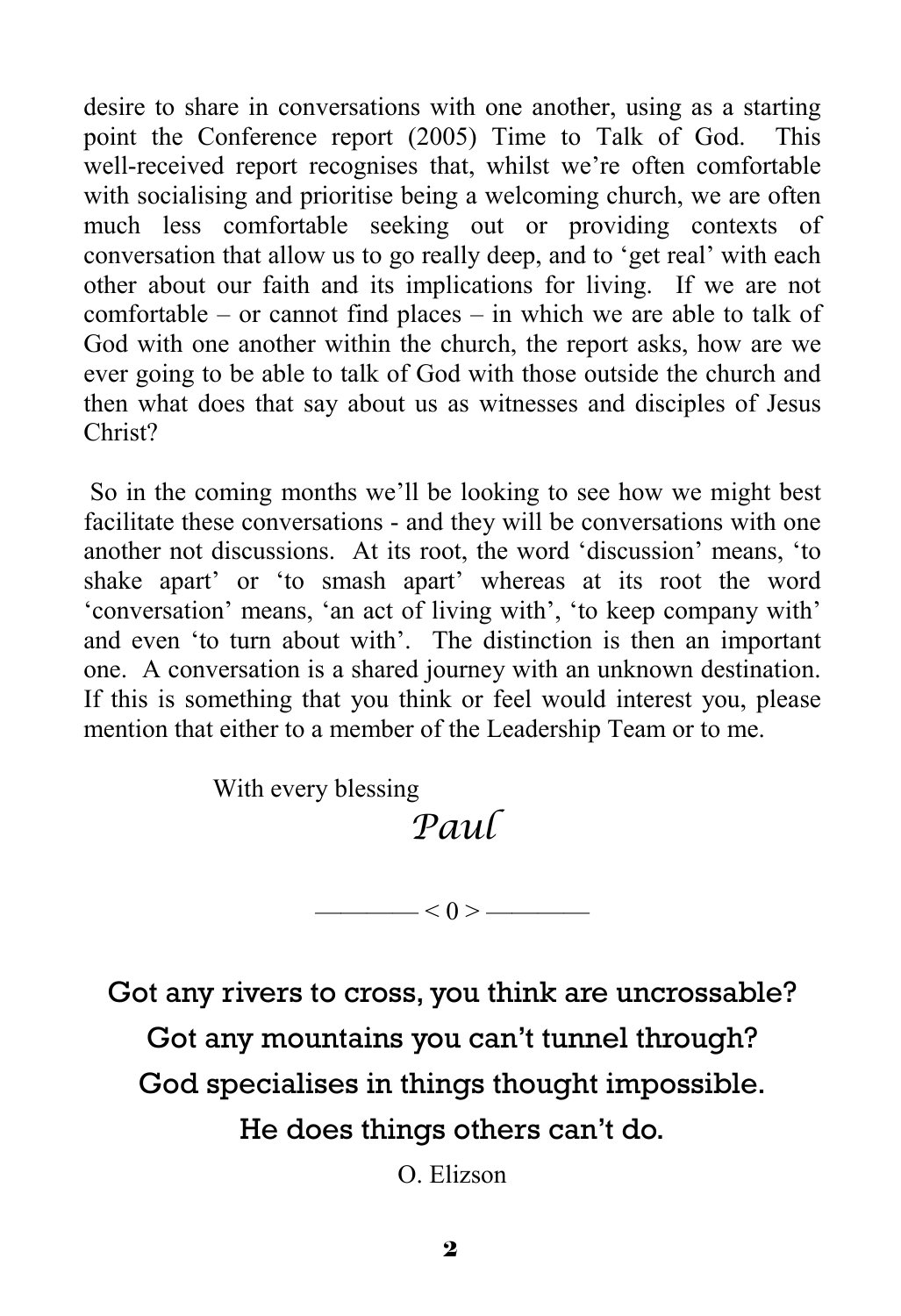desire to share in conversations with one another, using as a starting point the Conference report (2005) Time to Talk of God. This well-received report recognises that, whilst we're often comfortable with socialising and prioritise being a welcoming church, we are often much less comfortable seeking out or providing contexts of conversation that allow us to go really deep, and to 'get real' with each other about our faith and its implications for living. If we are not comfortable – or cannot find places – in which we are able to talk of God with one another within the church, the report asks, how are we ever going to be able to talk of God with those outside the church and then what does that say about us as witnesses and disciples of Jesus Christ?

So in the coming months we'll be looking to see how we might best facilitate these conversations - and they will be conversations with one another not discussions. At its root, the word 'discussion' means, 'to shake apart' or 'to smash apart' whereas at its root the word 'conversation' means, 'an act of living with', 'to keep company with' and even 'to turn about with'. The distinction is then an important one. A conversation is a shared journey with an unknown destination. If this is something that you think or feel would interest you, please mention that either to a member of the Leadership Team or to me.

With every blessing

*Paul*

———— < 0 > ————

Got any rivers to cross, you think are uncrossable?

Got any mountains you can't tunnel through?

God specialises in things thought impossible.

He does things others can't do.

O. Elizson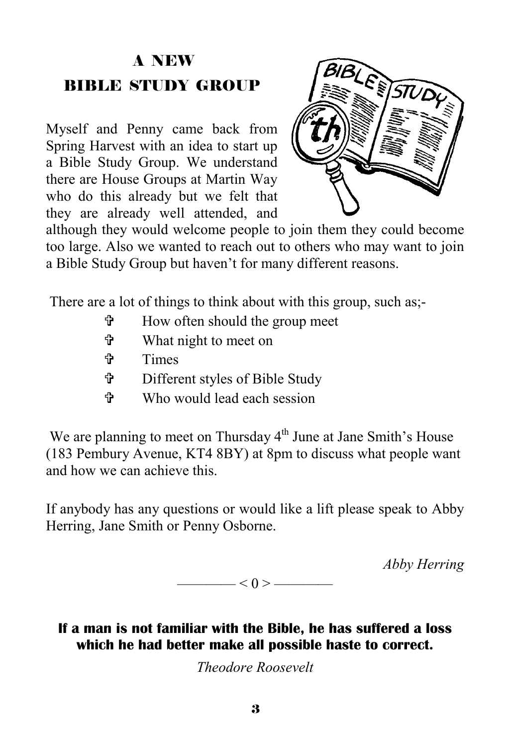# A NEW BIBLE STUDY GROUP

Myself and Penny came back from Spring Harvest with an idea to start up a Bible Study Group. We understand there are House Groups at Martin Way who do this already but we felt that they are already well attended, and although they would welcome people to join them they could become too large. Also we wanted to reach out to others who may want to join a Bible Study Group but haven't for many different reasons.

There are a lot of things to think about with this group, such as;-

- How often should the group meet
- What night to meet on
- Times
- Different styles of Bible Study
- Who would lead each session

We are planning to meet on Thursday 4th June at Jane Smith's House (183 Pembury Avenue, KT4 8BY) at 8pm to discuss what people want and how we can achieve this.

If anybody has any questions or would like a lift please speak to Abby Herring, Jane Smith or Penny Osborne.

*Abby Herring*

———— < 0 > ————

**If a man is not familiar with the Bible, he has suffered a loss which he had better make all possible haste to correct.**

*Theodore Roosevelt*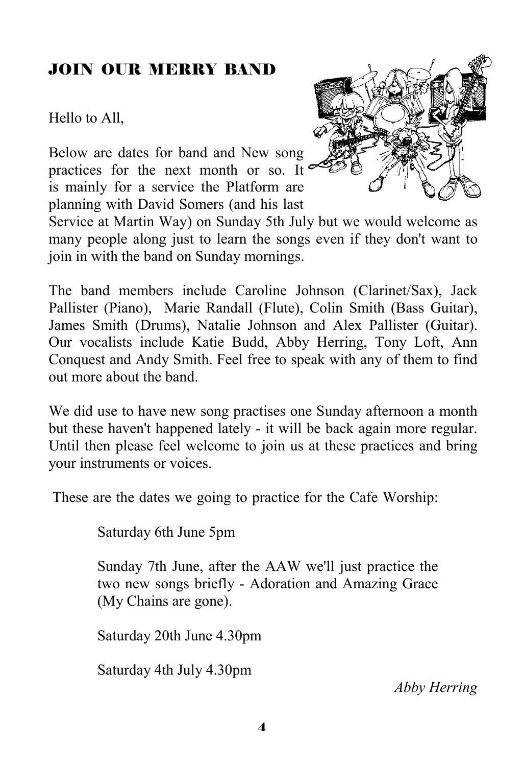# JOIN OUR MERRY BAND

Hello to All,

Below are dates for band and New song practices for the next month or so. It is mainly for a service the Platform are planning with David Somers (and his last Service at Martin Way) on Sunday 5th July but we would welcome as many people along just to learn the songs even if they don't want to join in with the band on Sunday mornings.

The band members include Caroline Johnson (Clarinet/Sax), Jack Pallister (Piano), Marie Randall (Flute), Colin Smith (Bass Guitar), James Smith (Drums), Natalie Johnson and Alex Pallister (Guitar). Our vocalists include Katie Budd, Abby Herring, Tony Loft, Ann Conquest and Andy Smith. Feel free to speak with any of them to find out more about the band.

We did use to have new song practises one Sunday afternoon a month but these haven't happened lately - it will be back again more regular. Until then please feel welcome to join us at these practices and bring your instruments or voices.

These are the dates we going to practice for the Cafe Worship:

> Saturday 6th June 5pm
>
> Sunday 7th June, after the AAW we'll just practice the two new songs briefly - Adoration and Amazing Grace (My Chains are gone).
>
> Saturday 20th June 4.30pm
>
> Saturday 4th July 4.30pm

*Abby Herring*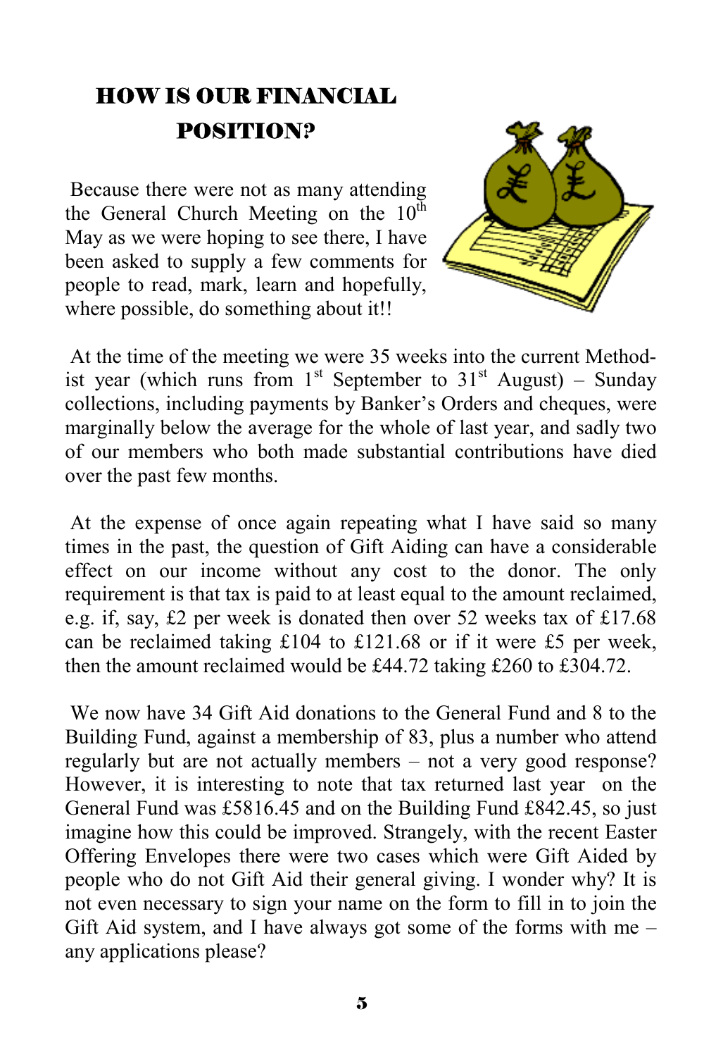# HOW IS OUR FINANCIAL POSITION?

Because there were not as many attending the General Church Meeting on the 10th May as we were hoping to see there, I have been asked to supply a few comments for people to read, mark, learn and hopefully, where possible, do something about it!!

At the time of the meeting we were 35 weeks into the current Methodist year (which runs from 1st September to 31st August) – Sunday collections, including payments by Banker's Orders and cheques, were marginally below the average for the whole of last year, and sadly two of our members who both made substantial contributions have died over the past few months.

At the expense of once again repeating what I have said so many times in the past, the question of Gift Aiding can have a considerable effect on our income without any cost to the donor. The only requirement is that tax is paid to at least equal to the amount reclaimed, e.g. if, say, £2 per week is donated then over 52 weeks tax of £17.68 can be reclaimed taking £104 to £121.68 or if it were £5 per week, then the amount reclaimed would be £44.72 taking £260 to £304.72.

We now have 34 Gift Aid donations to the General Fund and 8 to the Building Fund, against a membership of 83, plus a number who attend regularly but are not actually members – not a very good response? However, it is interesting to note that tax returned last year on the General Fund was £5816.45 and on the Building Fund £842.45, so just imagine how this could be improved. Strangely, with the recent Easter Offering Envelopes there were two cases which were Gift Aided by people who do not Gift Aid their general giving. I wonder why? It is not even necessary to sign your name on the form to fill in to join the Gift Aid system, and I have always got some of the forms with me – any applications please?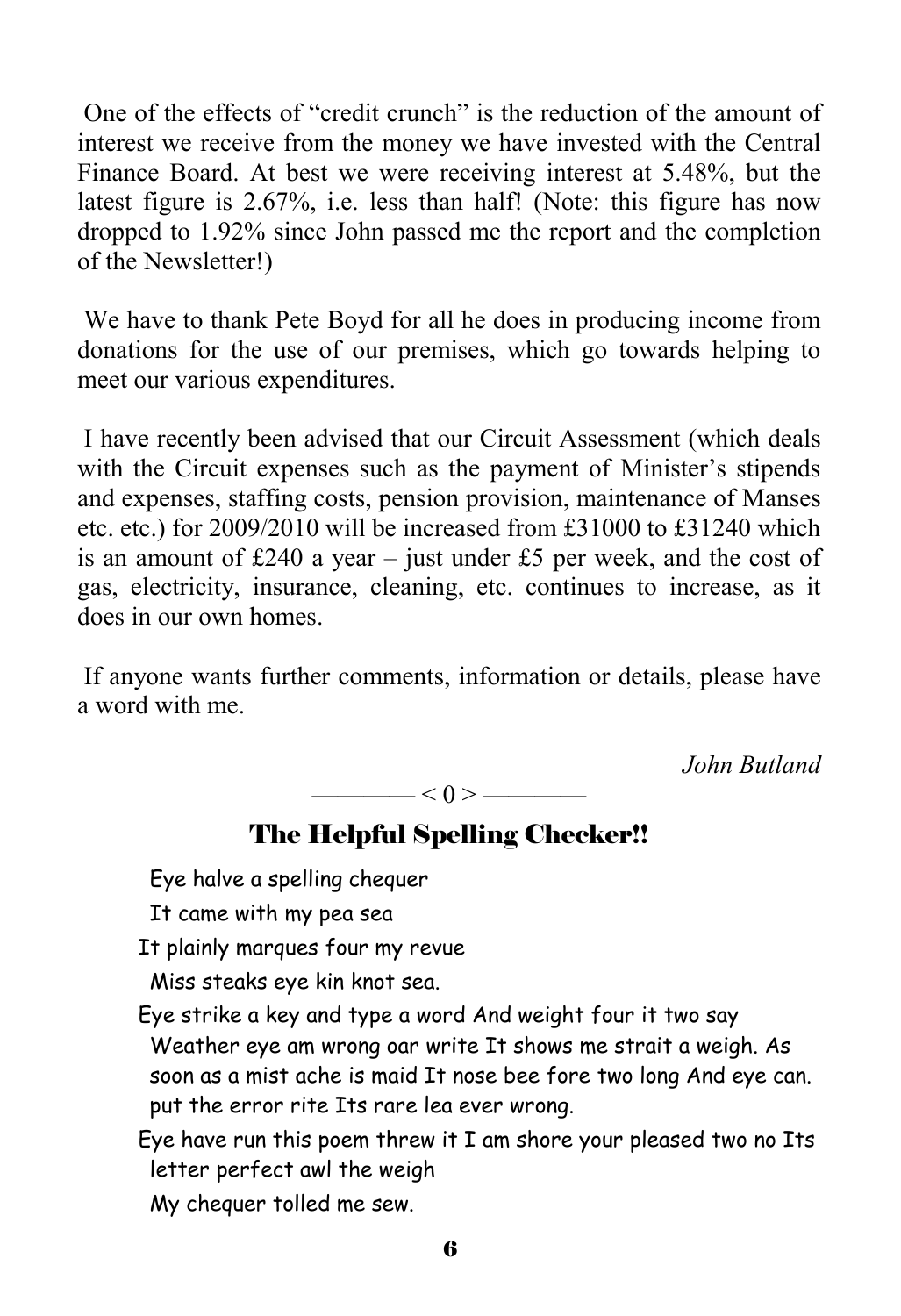One of the effects of "credit crunch" is the reduction of the amount of interest we receive from the money we have invested with the Central Finance Board. At best we were receiving interest at 5.48%, but the latest figure is 2.67%, i.e. less than half! (Note: this figure has now dropped to 1.92% since John passed me the report and the completion of the Newsletter!)

We have to thank Pete Boyd for all he does in producing income from donations for the use of our premises, which go towards helping to meet our various expenditures.

I have recently been advised that our Circuit Assessment (which deals with the Circuit expenses such as the payment of Minister's stipends and expenses, staffing costs, pension provision, maintenance of Manses etc. etc.) for 2009/2010 will be increased from £31000 to £31240 which is an amount of £240 a year – just under £5 per week, and the cost of gas, electricity, insurance, cleaning, etc. continues to increase, as it does in our own homes.

If anyone wants further comments, information or details, please have a word with me.

*John Butland*

——— < 0 > ———

## The Helpful Spelling Checker!!

Eye halve a spelling chequer

It came with my pea sea

It plainly marques four my revue

Miss steaks eye kin knot sea.

Eye strike a key and type a word And weight four it two say

Weather eye am wrong oar write It shows me strait a weigh. As soon as a mist ache is maid It nose bee fore two long And eye can. put the error rite Its rare lea ever wrong.

Eye have run this poem threw it I am shore your pleased two no Its letter perfect awl the weigh

My chequer tolled me sew.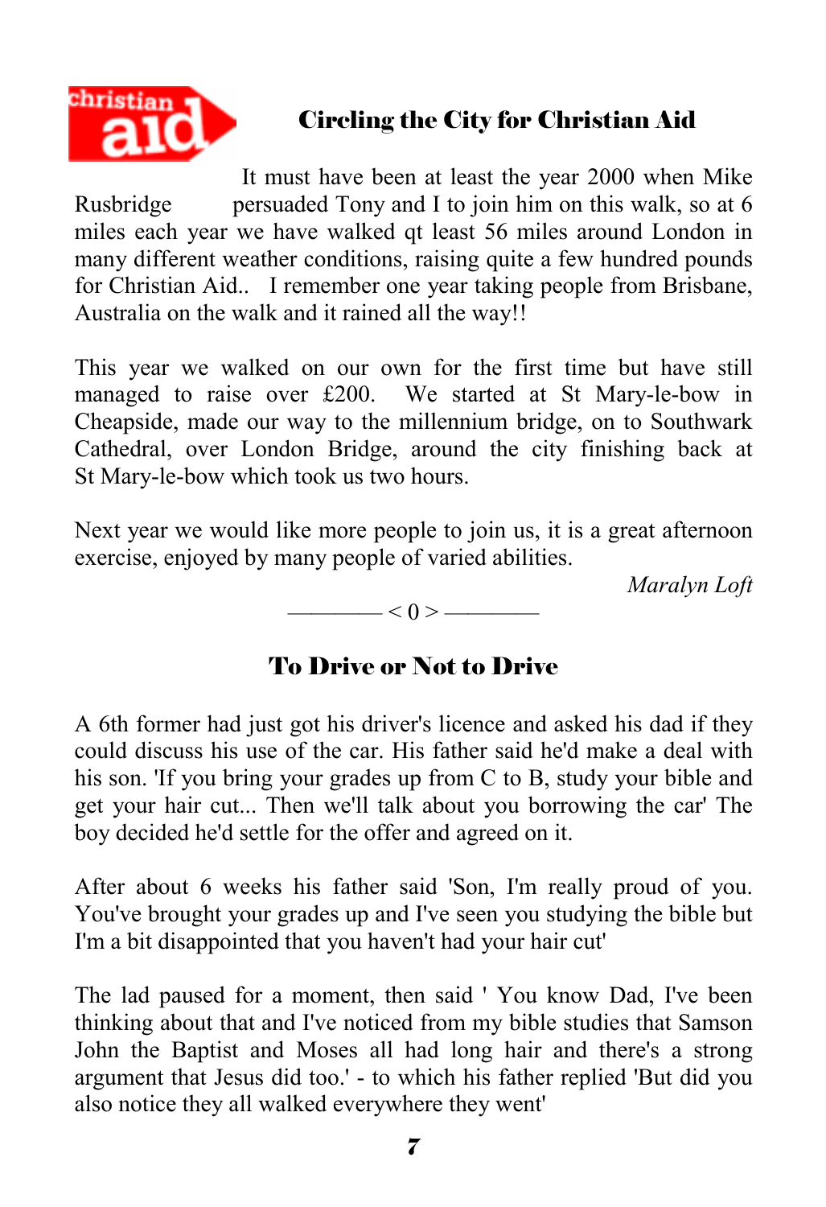## Circling the City for Christian Aid

It must have been at least the year 2000 when Mike Rusbridge persuaded Tony and I to join him on this walk, so at 6 miles each year we have walked qt least 56 miles around London in many different weather conditions, raising quite a few hundred pounds for Christian Aid.. I remember one year taking people from Brisbane, Australia on the walk and it rained all the way!!

This year we walked on our own for the first time but have still managed to raise over £200. We started at St Mary-le-bow in Cheapside, made our way to the millennium bridge, on to Southwark Cathedral, over London Bridge, around the city finishing back at St Mary-le-bow which took us two hours.

Next year we would like more people to join us, it is a great afternoon exercise, enjoyed by many people of varied abilities.

*Maralyn Loft*

———— < 0 > ————

## To Drive or Not to Drive

A 6th former had just got his driver's licence and asked his dad if they could discuss his use of the car. His father said he'd make a deal with his son. 'If you bring your grades up from C to B, study your bible and get your hair cut... Then we'll talk about you borrowing the car' The boy decided he'd settle for the offer and agreed on it.

After about 6 weeks his father said 'Son, I'm really proud of you. You've brought your grades up and I've seen you studying the bible but I'm a bit disappointed that you haven't had your hair cut'

The lad paused for a moment, then said ' You know Dad, I've been thinking about that and I've noticed from my bible studies that Samson John the Baptist and Moses all had long hair and there's a strong argument that Jesus did too.' - to which his father replied 'But did you also notice they all walked everywhere they went'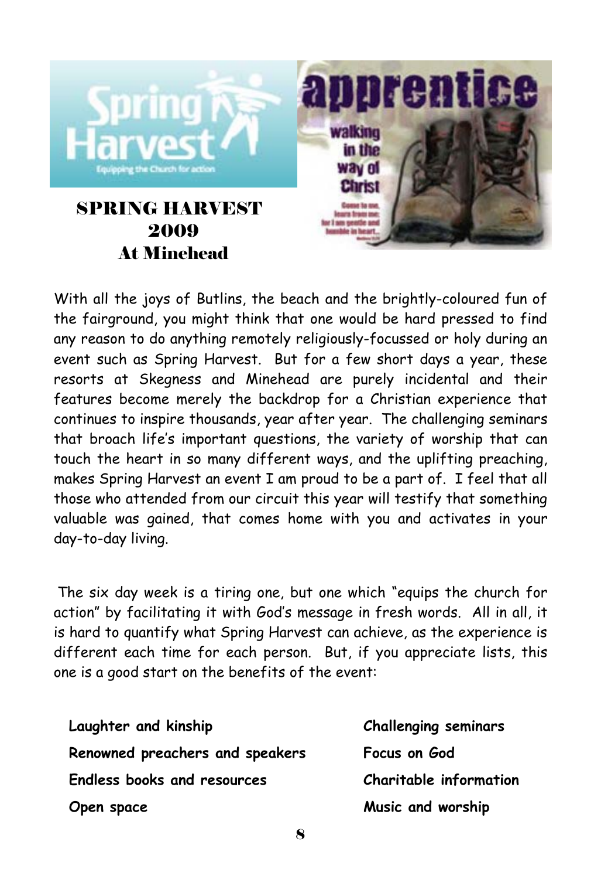# SPRING HARVEST 2009 At Minehead

With all the joys of Butlins, the beach and the brightly-coloured fun of the fairground, you might think that one would be hard pressed to find any reason to do anything remotely religiously-focussed or holy during an event such as Spring Harvest. But for a few short days a year, these resorts at Skegness and Minehead are purely incidental and their features become merely the backdrop for a Christian experience that continues to inspire thousands, year after year. The challenging seminars that broach life's important questions, the variety of worship that can touch the heart in so many different ways, and the uplifting preaching, makes Spring Harvest an event I am proud to be a part of. I feel that all those who attended from our circuit this year will testify that something valuable was gained, that comes home with you and activates in your day-to-day living.

The six day week is a tiring one, but one which "equips the church for action" by facilitating it with God's message in fresh words. All in all, it is hard to quantify what Spring Harvest can achieve, as the experience is different each time for each person. But, if you appreciate lists, this one is a good start on the benefits of the event:

- **Laughter and kinship**
- **Renowned preachers and speakers**
- **Endless books and resources**
- **Open space**
- **Challenging seminars**
- **Focus on God**
- **Charitable information**
- **Music and worship**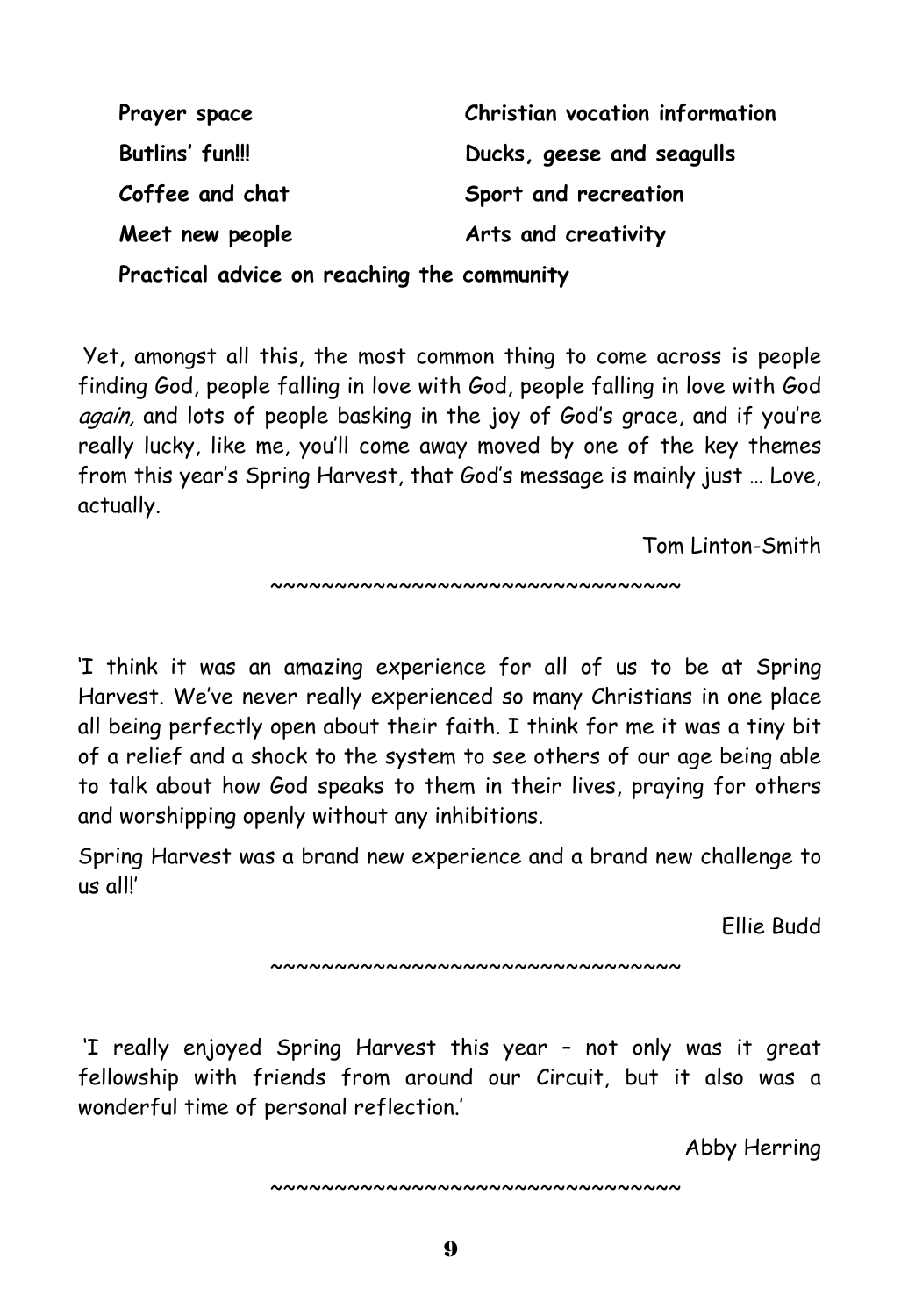**Prayer space**

**Christian vocation information**

**Butlins' fun!!!**

**Ducks, geese and seagulls**

**Coffee and chat**

**Sport and recreation**

**Meet new people**

**Arts and creativity**

**Practical advice on reaching the community**

Yet, amongst all this, the most common thing to come across is people finding God, people falling in love with God, people falling in love with God *again,* and lots of people basking in the joy of God's grace, and if you're really lucky, like me, you'll come away moved by one of the key themes from this year's Spring Harvest, that God's message is mainly just … Love, actually.

Tom Linton-Smith

~~~~~~~~~~~~~~~~~~~~~~~~~~~~~~~~~~

'I think it was an amazing experience for all of us to be at Spring Harvest. We've never really experienced so many Christians in one place all being perfectly open about their faith. I think for me it was a tiny bit of a relief and a shock to the system to see others of our age being able to talk about how God speaks to them in their lives, praying for others and worshipping openly without any inhibitions.

Spring Harvest was a brand new experience and a brand new challenge to us all!'

Ellie Budd

~~~~~~~~~~~~~~~~~~~~~~~~~~~~~~~~~~

'I really enjoyed Spring Harvest this year – not only was it great fellowship with friends from around our Circuit, but it also was a wonderful time of personal reflection.'

Abby Herring

~~~~~~~~~~~~~~~~~~~~~~~~~~~~~~~~~~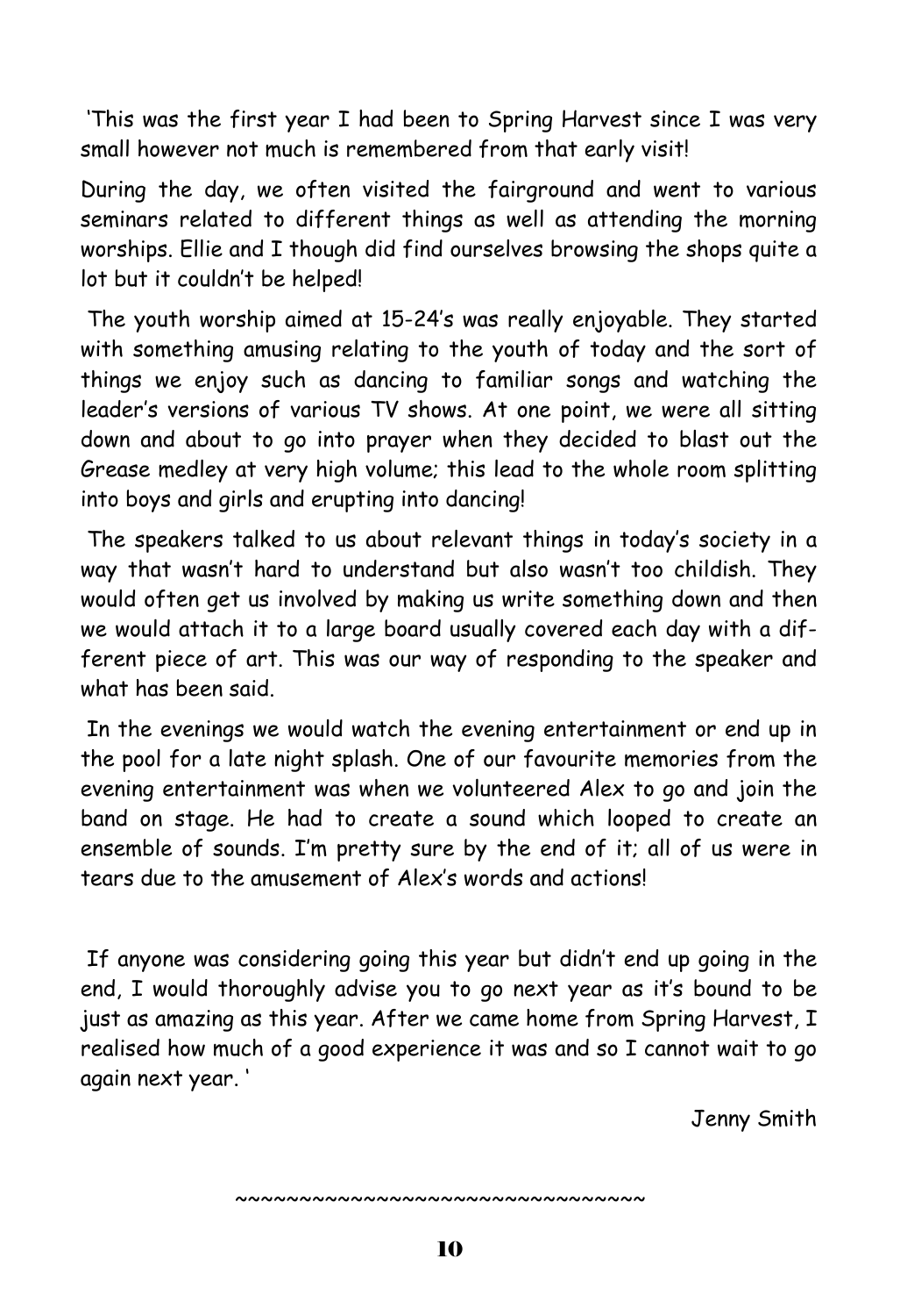'This was the first year I had been to Spring Harvest since I was very small however not much is remembered from that early visit!

During the day, we often visited the fairground and went to various seminars related to different things as well as attending the morning worships. Ellie and I though did find ourselves browsing the shops quite a lot but it couldn't be helped!

The youth worship aimed at 15-24's was really enjoyable. They started with something amusing relating to the youth of today and the sort of things we enjoy such as dancing to familiar songs and watching the leader's versions of various TV shows. At one point, we were all sitting down and about to go into prayer when they decided to blast out the Grease medley at very high volume; this lead to the whole room splitting into boys and girls and erupting into dancing!

The speakers talked to us about relevant things in today's society in a way that wasn't hard to understand but also wasn't too childish. They would often get us involved by making us write something down and then we would attach it to a large board usually covered each day with a different piece of art. This was our way of responding to the speaker and what has been said.

In the evenings we would watch the evening entertainment or end up in the pool for a late night splash. One of our favourite memories from the evening entertainment was when we volunteered Alex to go and join the band on stage. He had to create a sound which looped to create an ensemble of sounds. I'm pretty sure by the end of it; all of us were in tears due to the amusement of Alex's words and actions!

If anyone was considering going this year but didn't end up going in the end, I would thoroughly advise you to go next year as it's bound to be just as amazing as this year. After we came home from Spring Harvest, I realised how much of a good experience it was and so I cannot wait to go again next year. '

Jenny Smith

~~~~~~~~~~~~~~~~~~~~~~~~~~~~~~~~~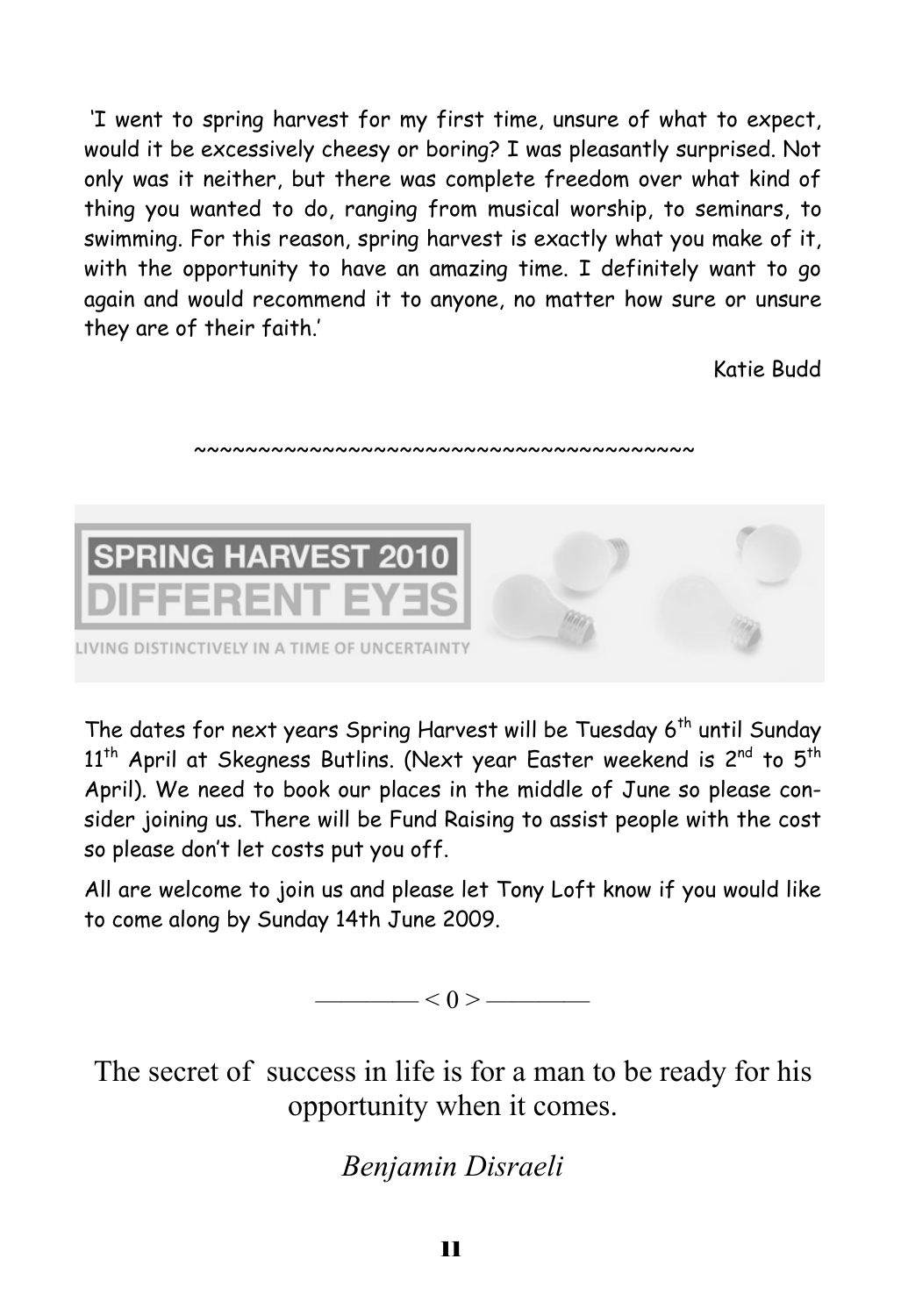'I went to spring harvest for my first time, unsure of what to expect, would it be excessively cheesy or boring? I was pleasantly surprised. Not only was it neither, but there was complete freedom over what kind of thing you wanted to do, ranging from musical worship, to seminars, to swimming. For this reason, spring harvest is exactly what you make of it, with the opportunity to have an amazing time. I definitely want to go again and would recommend it to anyone, no matter how sure or unsure they are of their faith.'

Katie Budd

~~~~~~~~~~~~~~~~~~~~~~~~~~~~~~~~~~~~~~~~~~

**SPRING HARVEST 2010**

**DIFFERENT EYƎS**

LIVING DISTINCTIVELY IN A TIME OF UNCERTAINTY

The dates for next years Spring Harvest will be Tuesday 6th until Sunday 11th April at Skegness Butlins. (Next year Easter weekend is 2nd to 5th April). We need to book our places in the middle of June so please consider joining us. There will be Fund Raising to assist people with the cost so please don't let costs put you off.

All are welcome to join us and please let Tony Loft know if you would like to come along by Sunday 14th June 2009.

———— < 0 > ————

The secret of success in life is for a man to be ready for his opportunity when it comes.

*Benjamin Disraeli*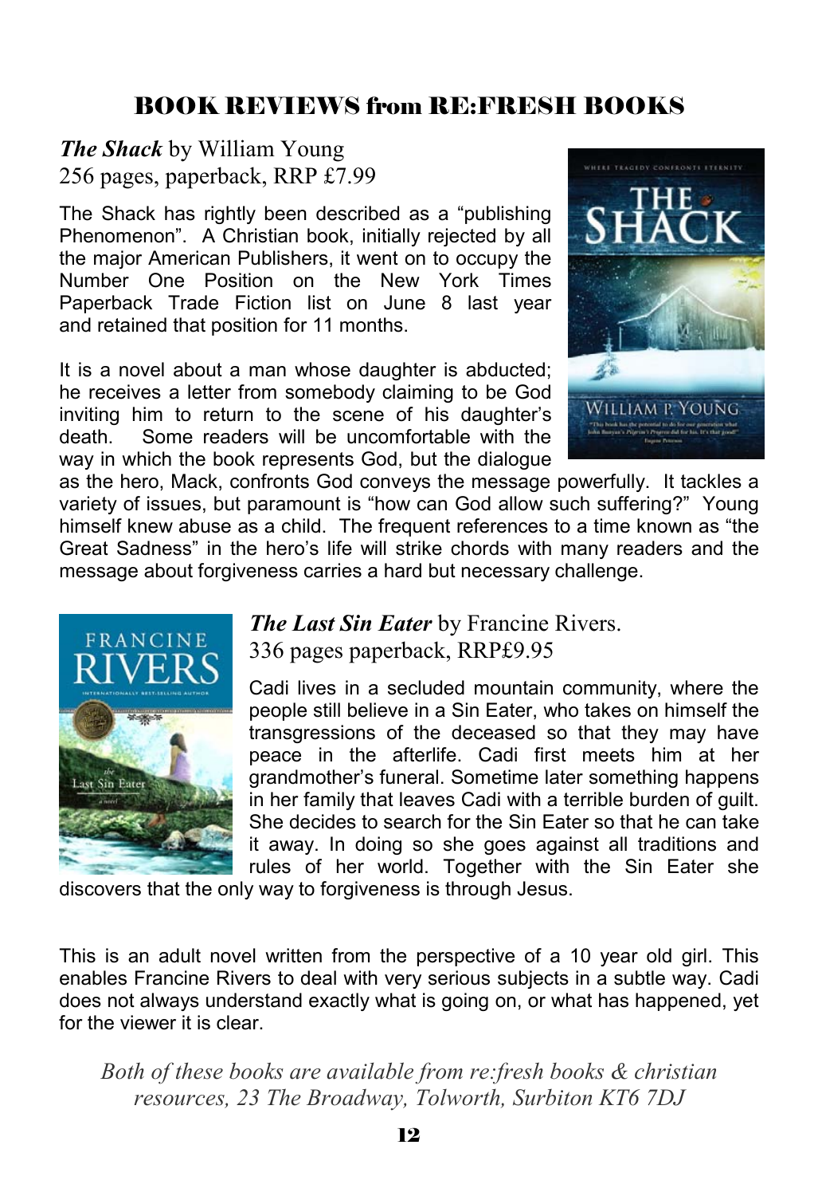## BOOK REVIEWS from RE:FRESH BOOKS

***The Shack*** by William Young
256 pages, paperback, RRP £7.99

The Shack has rightly been described as a "publishing Phenomenon". A Christian book, initially rejected by all the major American Publishers, it went on to occupy the Number One Position on the New York Times Paperback Trade Fiction list on June 8 last year and retained that position for 11 months.

It is a novel about a man whose daughter is abducted; he receives a letter from somebody claiming to be God inviting him to return to the scene of his daughter's death. Some readers will be uncomfortable with the way in which the book represents God, but the dialogue as the hero, Mack, confronts God conveys the message powerfully. It tackles a variety of issues, but paramount is "how can God allow such suffering?" Young himself knew abuse as a child. The frequent references to a time known as "the Great Sadness" in the hero's life will strike chords with many readers and the message about forgiveness carries a hard but necessary challenge.

***The Last Sin Eater*** by Francine Rivers.
336 pages paperback, RRP£9.95

Cadi lives in a secluded mountain community, where the people still believe in a Sin Eater, who takes on himself the transgressions of the deceased so that they may have peace in the afterlife. Cadi first meets him at her grandmother's funeral. Sometime later something happens in her family that leaves Cadi with a terrible burden of guilt. She decides to search for the Sin Eater so that he can take it away. In doing so she goes against all traditions and rules of her world. Together with the Sin Eater she discovers that the only way to forgiveness is through Jesus.

This is an adult novel written from the perspective of a 10 year old girl. This enables Francine Rivers to deal with very serious subjects in a subtle way. Cadi does not always understand exactly what is going on, or what has happened, yet for the viewer it is clear.

*Both of these books are available from re:fresh books & christian resources, 23 The Broadway, Tolworth, Surbiton KT6 7DJ*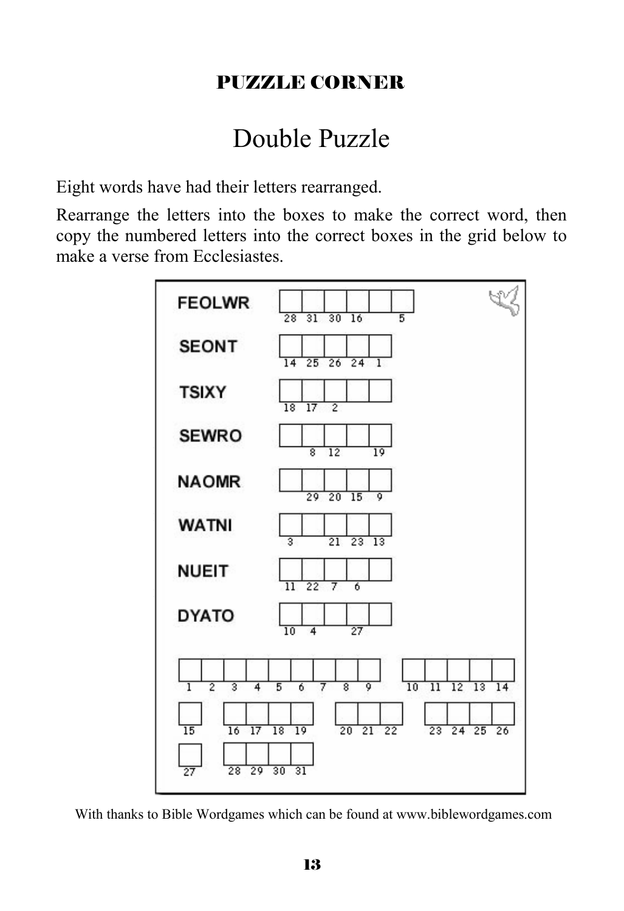**PUZZLE CORNER**

# Double Puzzle

Eight words have had their letters rearranged.

Rearrange the letters into the boxes to make the correct word, then copy the numbered letters into the correct boxes in the grid below to make a verse from Ecclesiastes.

| Scrambled word | Box 1 | Box 2 | Box 3 | Box 4 | Box 5 | Box 6 |
|---|---|---|---|---|---|---|
| FEOLWR | 28 | 31 | 30 | 16 | | 5 |
| SEONT | 14 | 25 | 26 | 24 | 1 | |
| TSIXY | 18 | 17 | 2 | | | |
| SEWRO | | 8 | 12 | | 19 | |
| NAOMR | | 29 | 20 | 15 | 9 | |
| WATNI | 3 | | 21 | 23 | 13 | |
| NUEIT | 11 | 22 | 7 | 6 | | |
| DYATO | 10 | 4 | | 27 | | |

Verse grid:

1 2 3 4 5 6 7 8 9 &nbsp;&nbsp; 10 11 12 13 14

15 &nbsp;&nbsp; 16 17 18 19 &nbsp;&nbsp; 20 21 22 &nbsp;&nbsp; 23 24 25 26

27 &nbsp;&nbsp; 28 29 30 31

With thanks to Bible Wordgames which can be found at www.biblewordgames.com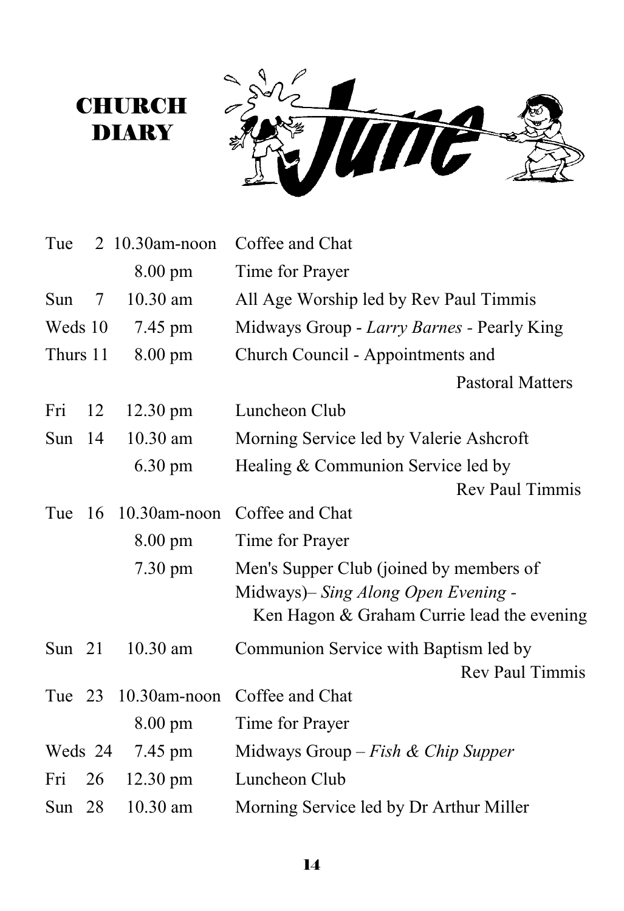# CHURCH DIARY

## June

| Day | Date | Time | Event |
|---|---|---|---|
| Tue | 2 | 10.30am-noon | Coffee and Chat |
| | | 8.00 pm | Time for Prayer |
| Sun | 7 | 10.30 am | All Age Worship led by Rev Paul Timmis |
| Weds | 10 | 7.45 pm | Midways Group - *Larry Barnes* - Pearly King |
| Thurs | 11 | 8.00 pm | Church Council - Appointments and Pastoral Matters |
| Fri | 12 | 12.30 pm | Luncheon Club |
| Sun | 14 | 10.30 am | Morning Service led by Valerie Ashcroft |
| | | 6.30 pm | Healing & Communion Service led by Rev Paul Timmis |
| Tue | 16 | 10.30am-noon | Coffee and Chat |
| | | 8.00 pm | Time for Prayer |
| | | 7.30 pm | Men's Supper Club (joined by members of Midways)– *Sing Along Open Evening -* Ken Hagon & Graham Currie lead the evening |
| Sun | 21 | 10.30 am | Communion Service with Baptism led by Rev Paul Timmis |
| Tue | 23 | 10.30am-noon | Coffee and Chat |
| | | 8.00 pm | Time for Prayer |
| Weds | 24 | 7.45 pm | Midways Group – *Fish & Chip Supper* |
| Fri | 26 | 12.30 pm | Luncheon Club |
| Sun | 28 | 10.30 am | Morning Service led by Dr Arthur Miller |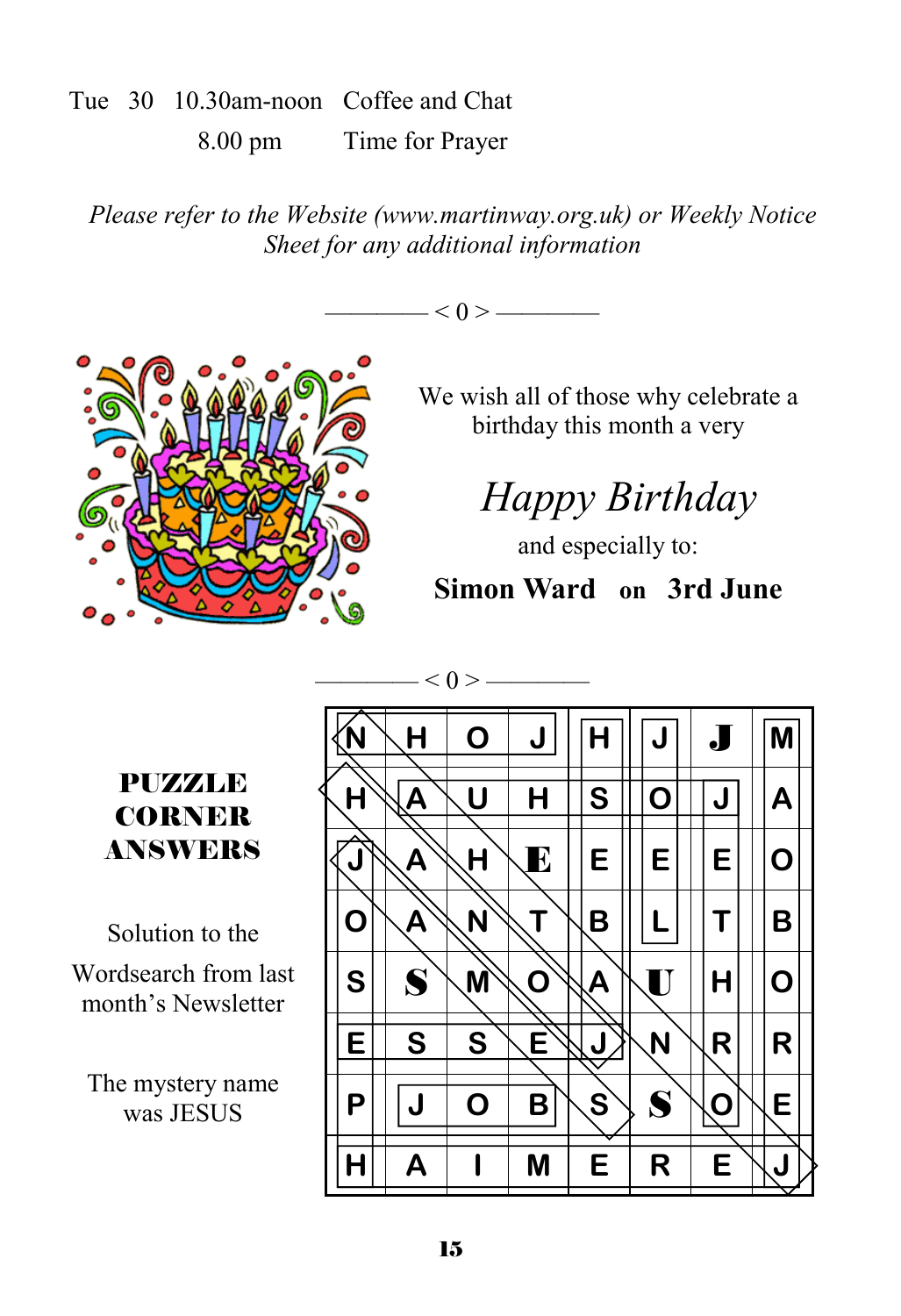| | | | |
|---|---|---|---|
| Tue | 30 | 10.30am-noon | Coffee and Chat |
| | | 8.00 pm | Time for Prayer |

*Please refer to the Website (www.martinway.org.uk) or Weekly Notice Sheet for any additional information*

———— < 0 > ————

We wish all of those why celebrate a birthday this month a very

*Happy Birthday*

and especially to:

**Simon Ward on 3rd June**

———— < 0 > ————

**PUZZLE CORNER ANSWERS**

Solution to the Wordsearch from last month's Newsletter

The mystery name was JESUS

| | | | | | | | |
|---|---|---|---|---|---|---|---|
| N | H | O | J | H | J | J | M |
| H | A | U | H | S | O | J | A |
| J | A | H | E | E | E | E | O |
| O | A | N | T | B | L | T | B |
| S | S | M | O | A | U | H | O |
| E | S | S | E | J | N | R | R |
| P | J | O | B | S | S | O | E |
| H | A | I | M | E | R | E | J |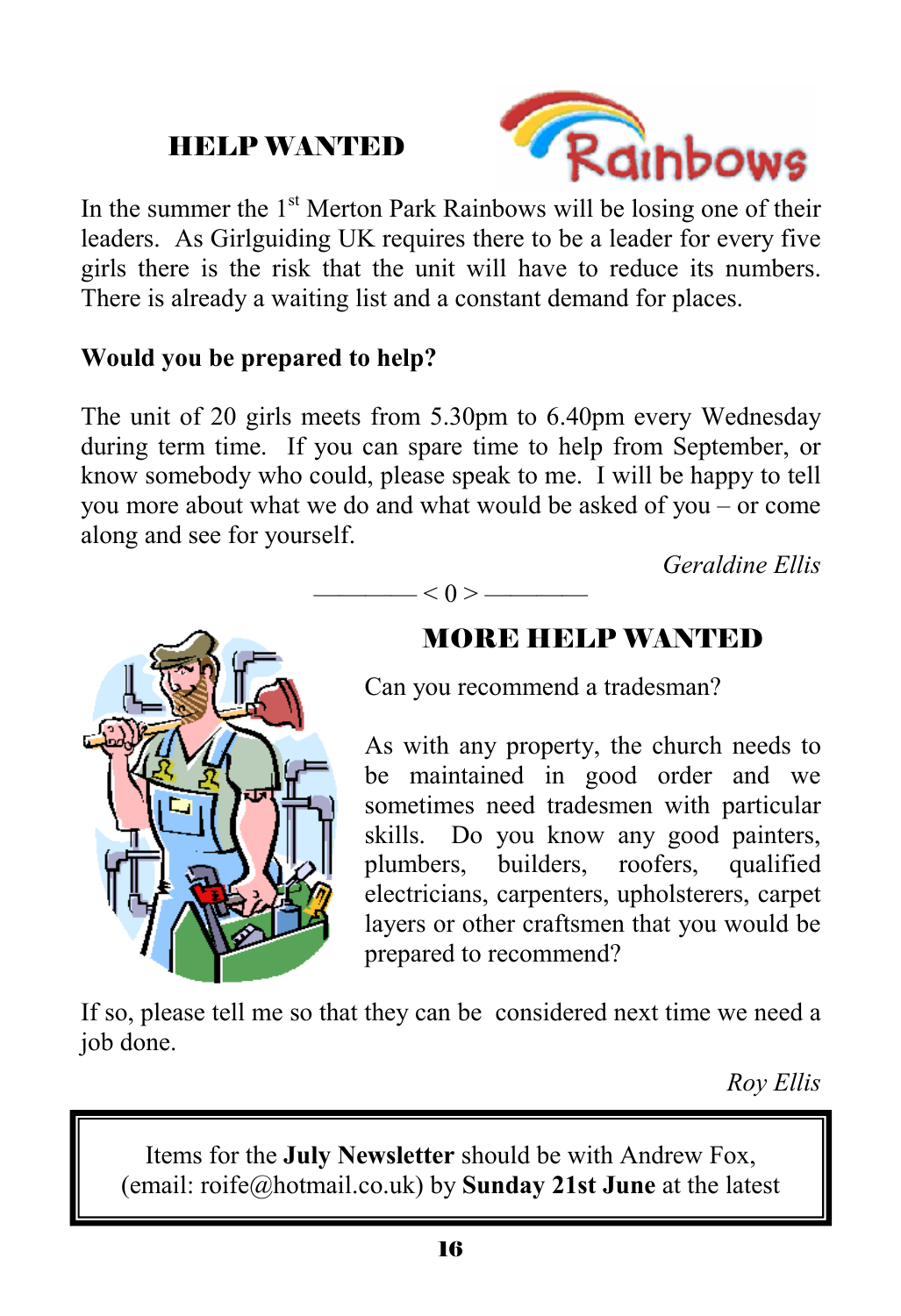## HELP WANTED

In the summer the 1st Merton Park Rainbows will be losing one of their leaders. As Girlguiding UK requires there to be a leader for every five girls there is the risk that the unit will have to reduce its numbers. There is already a waiting list and a constant demand for places.

**Would you be prepared to help?**

The unit of 20 girls meets from 5.30pm to 6.40pm every Wednesday during term time. If you can spare time to help from September, or know somebody who could, please speak to me. I will be happy to tell you more about what we do and what would be asked of you – or come along and see for yourself.

*Geraldine Ellis*

———— < 0 > ————

## MORE HELP WANTED

Can you recommend a tradesman?

As with any property, the church needs to be maintained in good order and we sometimes need tradesmen with particular skills. Do you know any good painters, plumbers, builders, roofers, qualified electricians, carpenters, upholsterers, carpet layers or other craftsmen that you would be prepared to recommend?

If so, please tell me so that they can be considered next time we need a job done.

*Roy Ellis*

Items for the **July Newsletter** should be with Andrew Fox, (email: roife@hotmail.co.uk) by **Sunday 21st June** at the latest